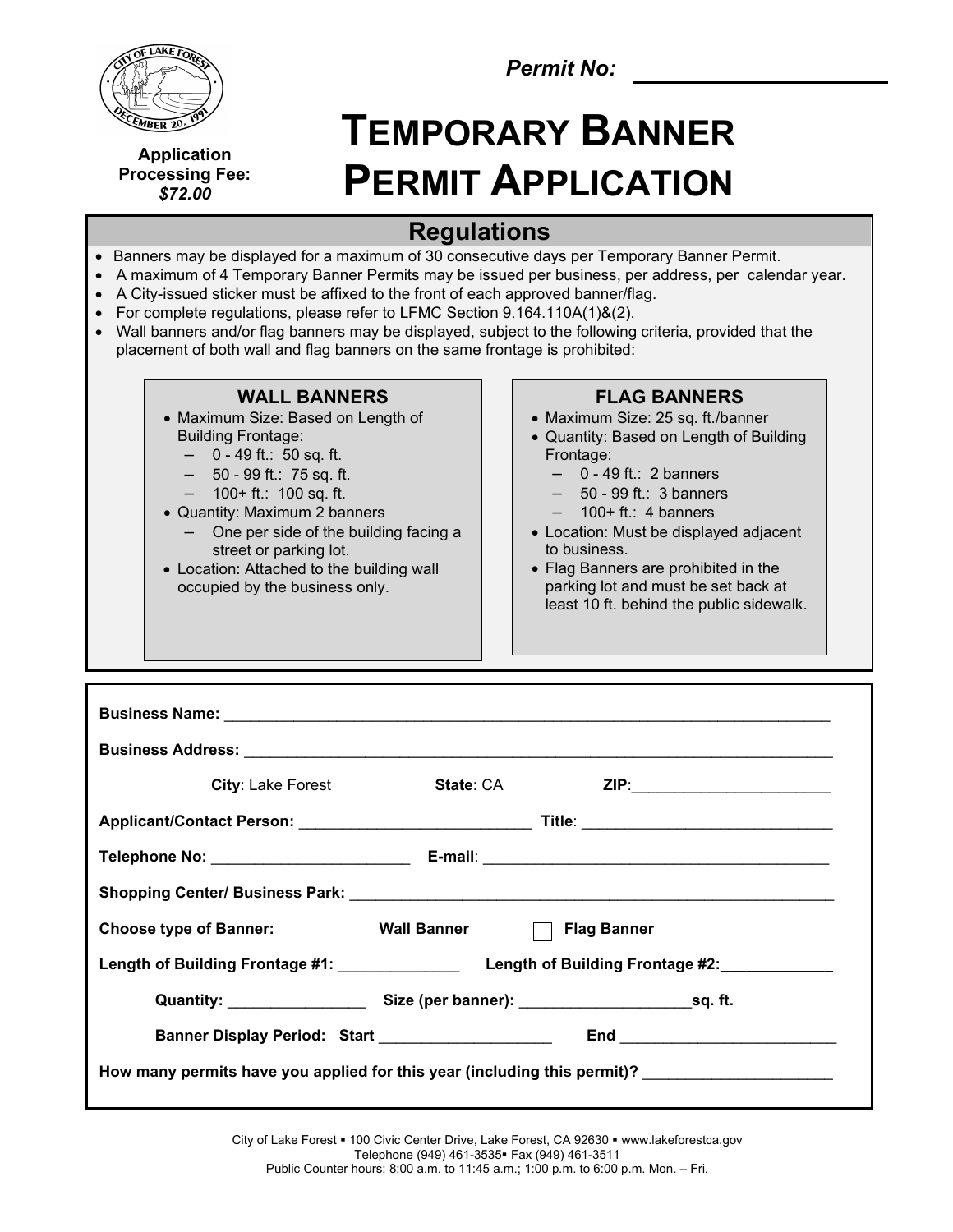**Permit No:** ____________________

**Application Processing Fee:** *$72.00*

# TEMPORARY BANNER PERMIT APPLICATION

## Regulations

- Banners may be displayed for a maximum of 30 consecutive days per Temporary Banner Permit.
- A maximum of 4 Temporary Banner Permits may be issued per business, per address, per calendar year.
- A City-issued sticker must be affixed to the front of each approved banner/flag.
- For complete regulations, please refer to LFMC Section 9.164.110A(1)&(2).
- Wall banners and/or flag banners may be displayed, subject to the following criteria, provided that the placement of both wall and flag banners on the same frontage is prohibited:

### WALL BANNERS

- Maximum Size: Based on Length of Building Frontage:
  - 0 - 49 ft.: 50 sq. ft.
  - 50 - 99 ft.: 75 sq. ft.
  - 100+ ft.: 100 sq. ft.
- Quantity: Maximum 2 banners
  - One per side of the building facing a street or parking lot.
- Location: Attached to the building wall occupied by the business only.

### FLAG BANNERS

- Maximum Size: 25 sq. ft./banner
- Quantity: Based on Length of Building Frontage:
  - 0 - 49 ft.: 2 banners
  - 50 - 99 ft.: 3 banners
  - 100+ ft.: 4 banners
- Location: Must be displayed adjacent to business.
- Flag Banners are prohibited in the parking lot and must be set back at least 10 ft. behind the public sidewalk.

---

**Business Name:** ____________________________________________

**Business Address:** ____________________________________________

**City**: Lake Forest **State**: CA **ZIP**: ____________________

**Applicant/Contact Person:** ______________________ **Title**: ______________________

**Telephone No:** ____________________ **E-mail**: ______________________________

**Shopping Center/ Business Park:** ____________________________________________

**Choose type of Banner:** ☐ **Wall Banner** ☐ **Flag Banner**

**Length of Building Frontage #1:** ____________ **Length of Building Frontage #2:** ____________

**Quantity:** ______________ **Size (per banner):** ________________ **sq. ft.**

**Banner Display Period: Start** ________________ **End** ____________________

**How many permits have you applied for this year (including this permit)?** ________________

City of Lake Forest ▪ 100 Civic Center Drive, Lake Forest, CA 92630 ▪ www.lakeforestca.gov
Telephone (949) 461-3535▪ Fax (949) 461-3511
Public Counter hours: 8:00 a.m. to 11:45 a.m.; 1:00 p.m. to 6:00 p.m. Mon. – Fri.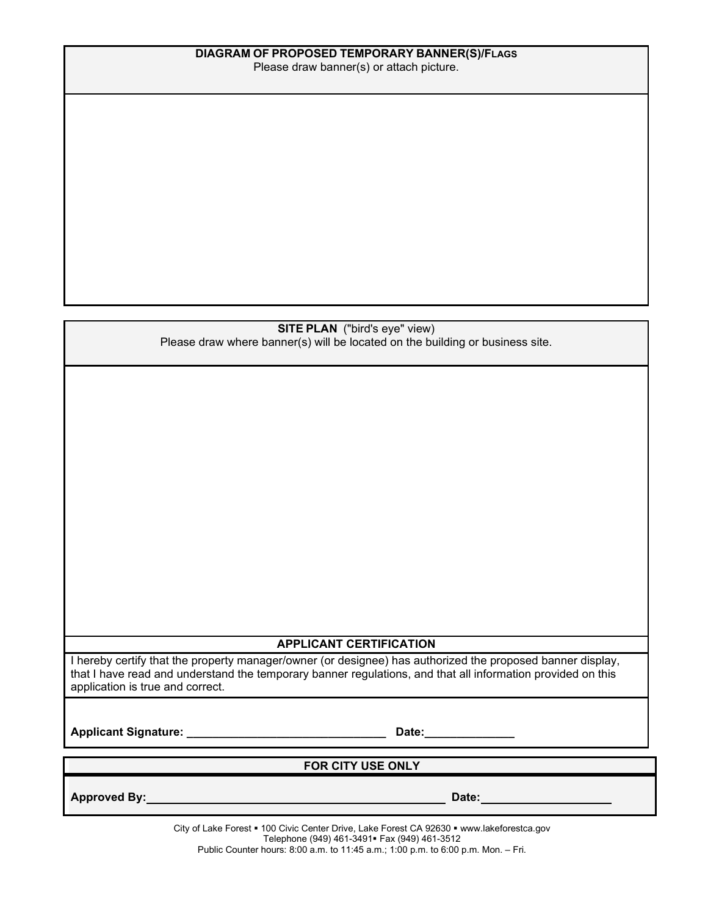**DIAGRAM OF PROPOSED TEMPORARY BANNER(S)/FLAGS**

Please draw banner(s) or attach picture.

**SITE PLAN** ("bird's eye" view)

Please draw where banner(s) will be located on the building or business site.

**APPLICANT CERTIFICATION**

I hereby certify that the property manager/owner (or designee) has authorized the proposed banner display, that I have read and understand the temporary banner regulations, and that all information provided on this application is true and correct.

**Applicant Signature:** _______________________________ **Date:**______________

**FOR CITY USE ONLY**

**Approved By:**_______________________________________________ **Date:**____________________

City of Lake Forest ▪ 100 Civic Center Drive, Lake Forest CA 92630 ▪ www.lakeforestca.gov
Telephone (949) 461-3491▪ Fax (949) 461-3512
Public Counter hours: 8:00 a.m. to 11:45 a.m.; 1:00 p.m. to 6:00 p.m. Mon. – Fri.